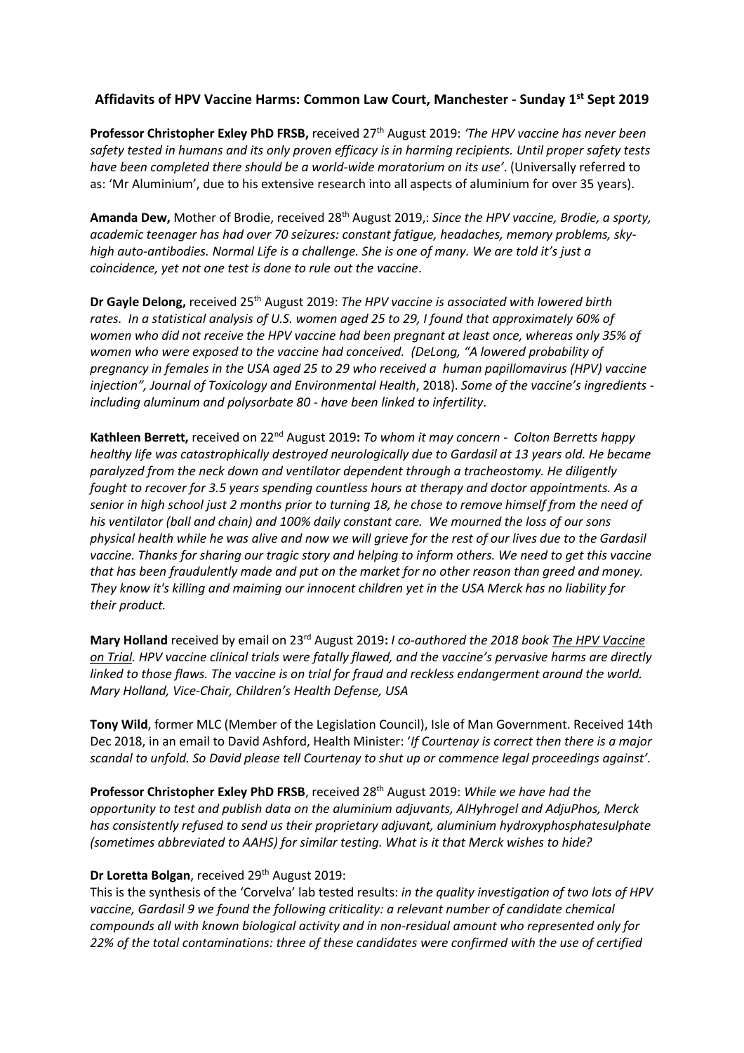## Affidavits of HPV Vaccine Harms: Common Law Court, Manchester - Sunday 1st Sept 2019

**Professor Christopher Exley PhD FRSB,** received 27th August 2019: *'The HPV vaccine has never been safety tested in humans and its only proven efficacy is in harming recipients. Until proper safety tests have been completed there should be a world-wide moratorium on its use'*. (Universally referred to as: 'Mr Aluminium', due to his extensive research into all aspects of aluminium for over 35 years).

**Amanda Dew,** Mother of Brodie, received 28th August 2019,: *Since the HPV vaccine, Brodie, a sporty, academic teenager has had over 70 seizures: constant fatigue, headaches, memory problems, sky-high auto-antibodies. Normal Life is a challenge. She is one of many. We are told it's just a coincidence, yet not one test is done to rule out the vaccine*.

**Dr Gayle Delong,** received 25th August 2019: *The HPV vaccine is associated with lowered birth rates. In a statistical analysis of U.S. women aged 25 to 29, I found that approximately 60% of women who did not receive the HPV vaccine had been pregnant at least once, whereas only 35% of women who were exposed to the vaccine had conceived. (DeLong, "A lowered probability of pregnancy in females in the USA aged 25 to 29 who received a human papillomavirus (HPV) vaccine injection", Journal of Toxicology and Environmental Health*, 2018). *Some of the vaccine's ingredients - including aluminum and polysorbate 80 - have been linked to infertility*.

**Kathleen Berrett,** received on 22nd August 2019**:** *To whom it may concern - Colton Berretts happy healthy life was catastrophically destroyed neurologically due to Gardasil at 13 years old. He became paralyzed from the neck down and ventilator dependent through a tracheostomy. He diligently fought to recover for 3.5 years spending countless hours at therapy and doctor appointments. As a senior in high school just 2 months prior to turning 18, he chose to remove himself from the need of his ventilator (ball and chain) and 100% daily constant care. We mourned the loss of our sons physical health while he was alive and now we will grieve for the rest of our lives due to the Gardasil vaccine. Thanks for sharing our tragic story and helping to inform others. We need to get this vaccine that has been fraudulently made and put on the market for no other reason than greed and money. They know it's killing and maiming our innocent children yet in the USA Merck has no liability for their product.*

**Mary Holland** received by email on 23rd August 2019**:** *I co-authored the 2018 book The HPV Vaccine on Trial. HPV vaccine clinical trials were fatally flawed, and the vaccine's pervasive harms are directly linked to those flaws. The vaccine is on trial for fraud and reckless endangerment around the world. Mary Holland, Vice-Chair, Children's Health Defense, USA*

**Tony Wild**, former MLC (Member of the Legislation Council), Isle of Man Government. Received 14th Dec 2018, in an email to David Ashford, Health Minister: '*If Courtenay is correct then there is a major scandal to unfold. So David please tell Courtenay to shut up or commence legal proceedings against'*.

**Professor Christopher Exley PhD FRSB**, received 28th August 2019: *While we have had the opportunity to test and publish data on the aluminium adjuvants, AlHyhrogel and AdjuPhos, Merck has consistently refused to send us their proprietary adjuvant, aluminium hydroxyphosphatesulphate (sometimes abbreviated to AAHS) for similar testing. What is it that Merck wishes to hide?*

**Dr Loretta Bolgan**, received 29th August 2019:

This is the synthesis of the 'Corvelva' lab tested results: *in the quality investigation of two lots of HPV vaccine, Gardasil 9 we found the following criticality: a relevant number of candidate chemical compounds all with known biological activity and in non-residual amount who represented only for 22% of the total contaminations: three of these candidates were confirmed with the use of certified*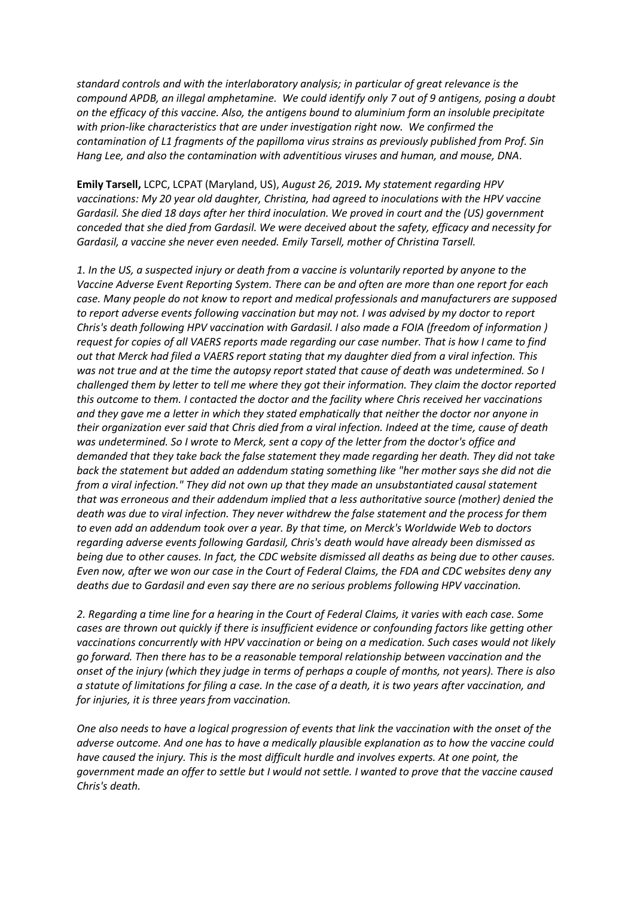*standard controls and with the interlaboratory analysis; in particular of great relevance is the compound APDB, an illegal amphetamine. We could identify only 7 out of 9 antigens, posing a doubt on the efficacy of this vaccine. Also, the antigens bound to aluminium form an insoluble precipitate with prion-like characteristics that are under investigation right now. We confirmed the contamination of L1 fragments of the papilloma virus strains as previously published from Prof. Sin Hang Lee, and also the contamination with adventitious viruses and human, and mouse, DNA.*

**Emily Tarsell,** LCPC, LCPAT (Maryland, US), *August 26, 2019***.** *My statement regarding HPV vaccinations: My 20 year old daughter, Christina, had agreed to inoculations with the HPV vaccine Gardasil. She died 18 days after her third inoculation. We proved in court and the (US) government conceded that she died from Gardasil. We were deceived about the safety, efficacy and necessity for Gardasil, a vaccine she never even needed. Emily Tarsell, mother of Christina Tarsell.*

*1. In the US, a suspected injury or death from a vaccine is voluntarily reported by anyone to the Vaccine Adverse Event Reporting System. There can be and often are more than one report for each case. Many people do not know to report and medical professionals and manufacturers are supposed to report adverse events following vaccination but may not. I was advised by my doctor to report Chris's death following HPV vaccination with Gardasil. I also made a FOIA (freedom of information ) request for copies of all VAERS reports made regarding our case number. That is how I came to find out that Merck had filed a VAERS report stating that my daughter died from a viral infection. This was not true and at the time the autopsy report stated that cause of death was undetermined. So I challenged them by letter to tell me where they got their information. They claim the doctor reported this outcome to them. I contacted the doctor and the facility where Chris received her vaccinations and they gave me a letter in which they stated emphatically that neither the doctor nor anyone in their organization ever said that Chris died from a viral infection. Indeed at the time, cause of death was undetermined. So I wrote to Merck, sent a copy of the letter from the doctor's office and demanded that they take back the false statement they made regarding her death. They did not take back the statement but added an addendum stating something like "her mother says she did not die from a viral infection." They did not own up that they made an unsubstantiated causal statement that was erroneous and their addendum implied that a less authoritative source (mother) denied the death was due to viral infection. They never withdrew the false statement and the process for them to even add an addendum took over a year. By that time, on Merck's Worldwide Web to doctors regarding adverse events following Gardasil, Chris's death would have already been dismissed as being due to other causes. In fact, the CDC website dismissed all deaths as being due to other causes. Even now, after we won our case in the Court of Federal Claims, the FDA and CDC websites deny any deaths due to Gardasil and even say there are no serious problems following HPV vaccination.*

*2. Regarding a time line for a hearing in the Court of Federal Claims, it varies with each case. Some cases are thrown out quickly if there is insufficient evidence or confounding factors like getting other vaccinations concurrently with HPV vaccination or being on a medication. Such cases would not likely go forward. Then there has to be a reasonable temporal relationship between vaccination and the onset of the injury (which they judge in terms of perhaps a couple of months, not years). There is also a statute of limitations for filing a case. In the case of a death, it is two years after vaccination, and for injuries, it is three years from vaccination.*

*One also needs to have a logical progression of events that link the vaccination with the onset of the adverse outcome. And one has to have a medically plausible explanation as to how the vaccine could have caused the injury. This is the most difficult hurdle and involves experts. At one point, the government made an offer to settle but I would not settle. I wanted to prove that the vaccine caused Chris's death.*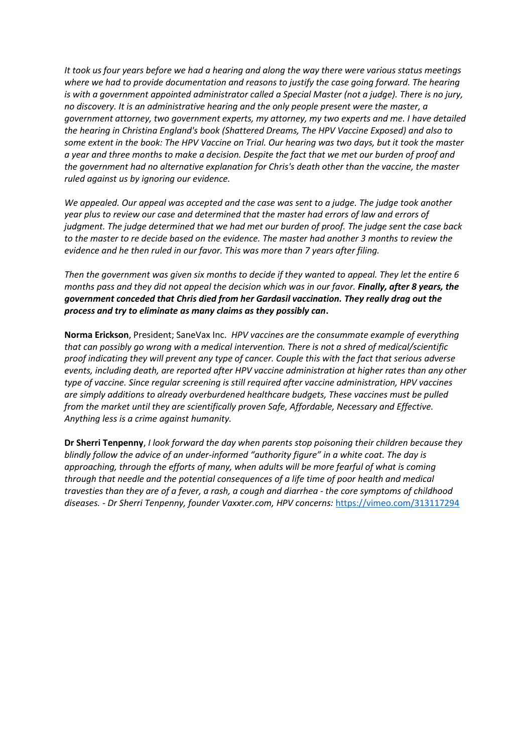*It took us four years before we had a hearing and along the way there were various status meetings where we had to provide documentation and reasons to justify the case going forward. The hearing is with a government appointed administrator called a Special Master (not a judge). There is no jury, no discovery. It is an administrative hearing and the only people present were the master, a government attorney, two government experts, my attorney, my two experts and me. I have detailed the hearing in Christina England's book (Shattered Dreams, The HPV Vaccine Exposed) and also to some extent in the book: The HPV Vaccine on Trial. Our hearing was two days, but it took the master a year and three months to make a decision. Despite the fact that we met our burden of proof and the government had no alternative explanation for Chris's death other than the vaccine, the master ruled against us by ignoring our evidence.*

*We appealed. Our appeal was accepted and the case was sent to a judge. The judge took another year plus to review our case and determined that the master had errors of law and errors of judgment. The judge determined that we had met our burden of proof. The judge sent the case back to the master to re decide based on the evidence. The master had another 3 months to review the evidence and he then ruled in our favor. This was more than 7 years after filing.*

*Then the government was given six months to decide if they wanted to appeal. They let the entire 6 months pass and they did not appeal the decision which was in our favor.* ***Finally, after 8 years, the government conceded that Chris died from her Gardasil vaccination. They really drag out the process and try to eliminate as many claims as they possibly can*****.**

**Norma Erickson**, President; SaneVax Inc. *HPV vaccines are the consummate example of everything that can possibly go wrong with a medical intervention. There is not a shred of medical/scientific proof indicating they will prevent any type of cancer. Couple this with the fact that serious adverse events, including death, are reported after HPV vaccine administration at higher rates than any other type of vaccine. Since regular screening is still required after vaccine administration, HPV vaccines are simply additions to already overburdened healthcare budgets, These vaccines must be pulled from the market until they are scientifically proven Safe, Affordable, Necessary and Effective. Anything less is a crime against humanity.*

**Dr Sherri Tenpenny**, *I look forward the day when parents stop poisoning their children because they blindly follow the advice of an under-informed "authority figure" in a white coat. The day is approaching, through the efforts of many, when adults will be more fearful of what is coming through that needle and the potential consequences of a life time of poor health and medical travesties than they are of a fever, a rash, a cough and diarrhea - the core symptoms of childhood diseases. - Dr Sherri Tenpenny, founder Vaxxter.com, HPV concerns:* https://vimeo.com/313117294